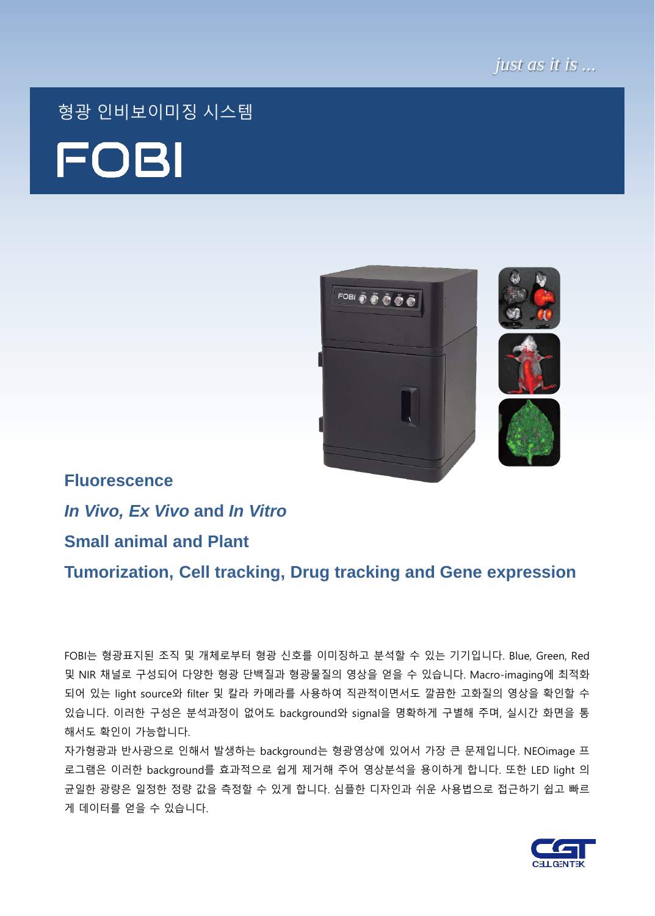*just as it is ...*

형광 인비보이미징 시스템

# FOBI

**Fluorescence**

***In Vivo, Ex Vivo* and *In Vitro***

**Small animal and Plant**

**Tumorization, Cell tracking, Drug tracking and Gene expression**

FOBI는 형광표지된 조직 및 개체로부터 형광 신호를 이미징하고 분석할 수 있는 기기입니다. Blue, Green, Red 및 NIR 채널로 구성되어 다양한 형광 단백질과 형광물질의 영상을 얻을 수 있습니다. Macro-imaging에 최적화 되어 있는 light source와 filter 및 칼라 카메라를 사용하여 직관적이면서도 깔끔한 고화질의 영상을 확인할 수 있습니다. 이러한 구성은 분석과정이 없어도 background와 signal을 명확하게 구별해 주며, 실시간 화면을 통해서도 확인이 가능합니다.

자가형광과 반사광으로 인해서 발생하는 background는 형광영상에 있어서 가장 큰 문제입니다. NEOimage 프로그램은 이러한 background를 효과적으로 쉽게 제거해 주어 영상분석을 용이하게 합니다. 또한 LED light 의 균일한 광량은 일정한 정량 값을 측정할 수 있게 합니다. 심플한 디자인과 쉬운 사용법으로 접근하기 쉽고 빠르게 데이터를 얻을 수 있습니다.

CELLGENTEK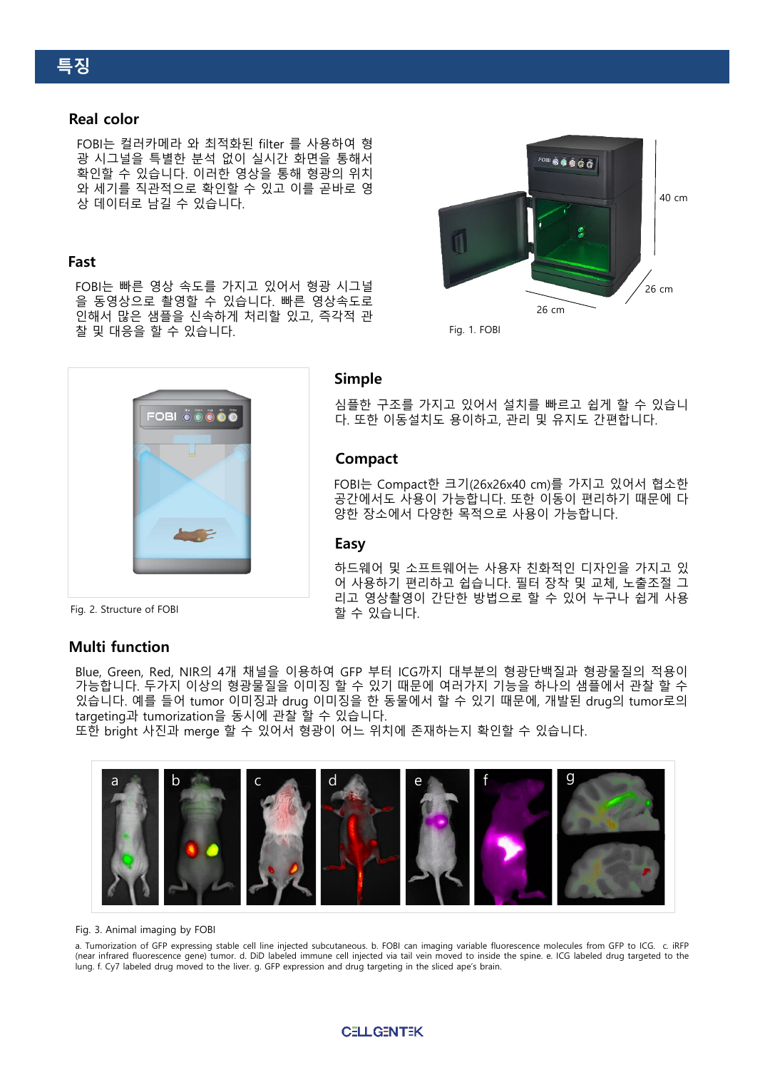# 특징

## Real color

FOBI는 컬러카메라 와 최적화된 filter 를 사용하여 형광 시그널을 특별한 분석 없이 실시간 화면을 통해서 확인할 수 있습니다. 이러한 영상을 통해 형광의 위치와 세기를 직관적으로 확인할 수 있고 이를 곧바로 영상 데이터로 남길 수 있습니다.

## Fast

FOBI는 빠른 영상 속도를 가지고 있어서 형광 시그널을 동영상으로 촬영할 수 있습니다. 빠른 영상속도로 인해서 많은 샘플을 신속하게 처리할 있고, 즉각적 관찰 및 대응을 할 수 있습니다.

40 cm

26 cm

26 cm

Fig. 1. FOBI

Fig. 2. Structure of FOBI

## Simple

심플한 구조를 가지고 있어서 설치를 빠르고 쉽게 할 수 있습니다. 또한 이동설치도 용이하고, 관리 및 유지도 간편합니다.

## Compact

FOBI는 Compact한 크기(26x26x40 cm)를 가지고 있어서 협소한 공간에서도 사용이 가능합니다. 또한 이동이 편리하기 때문에 다양한 장소에서 다양한 목적으로 사용이 가능합니다.

## Easy

하드웨어 및 소프트웨어는 사용자 친화적인 디자인을 가지고 있어 사용하기 편리하고 쉽습니다. 필터 장착 및 교체, 노출조절 그리고 영상촬영이 간단한 방법으로 할 수 있어 누구나 쉽게 사용할 수 있습니다.

## Multi function

Blue, Green, Red, NIR의 4개 채널을 이용하여 GFP 부터 ICG까지 대부분의 형광단백질과 형광물질의 적용이 가능합니다. 두가지 이상의 형광물질을 이미징 할 수 있기 때문에 여러가지 기능을 하나의 샘플에서 관찰 할 수 있습니다. 예를 들어 tumor 이미징과 drug 이미징을 한 동물에서 할 수 있기 때문에, 개발된 drug의 tumor로의 targeting과 tumorization을 동시에 관찰 할 수 있습니다.
또한 bright 사진과 merge 할 수 있어서 형광이 어느 위치에 존재하는지 확인할 수 있습니다.

Fig. 3. Animal imaging by FOBI

a. Tumorization of GFP expressing stable cell line injected subcutaneous. b. FOBI can imaging variable fluorescence molecules from GFP to ICG. c. iRFP (near infrared fluorescence gene) tumor. d. DiD labeled immune cell injected via tail vein moved to inside the spine. e. ICG labeled drug targeted to the lung. f. Cy7 labeled drug moved to the liver. g. GFP expression and drug targeting in the sliced ape's brain.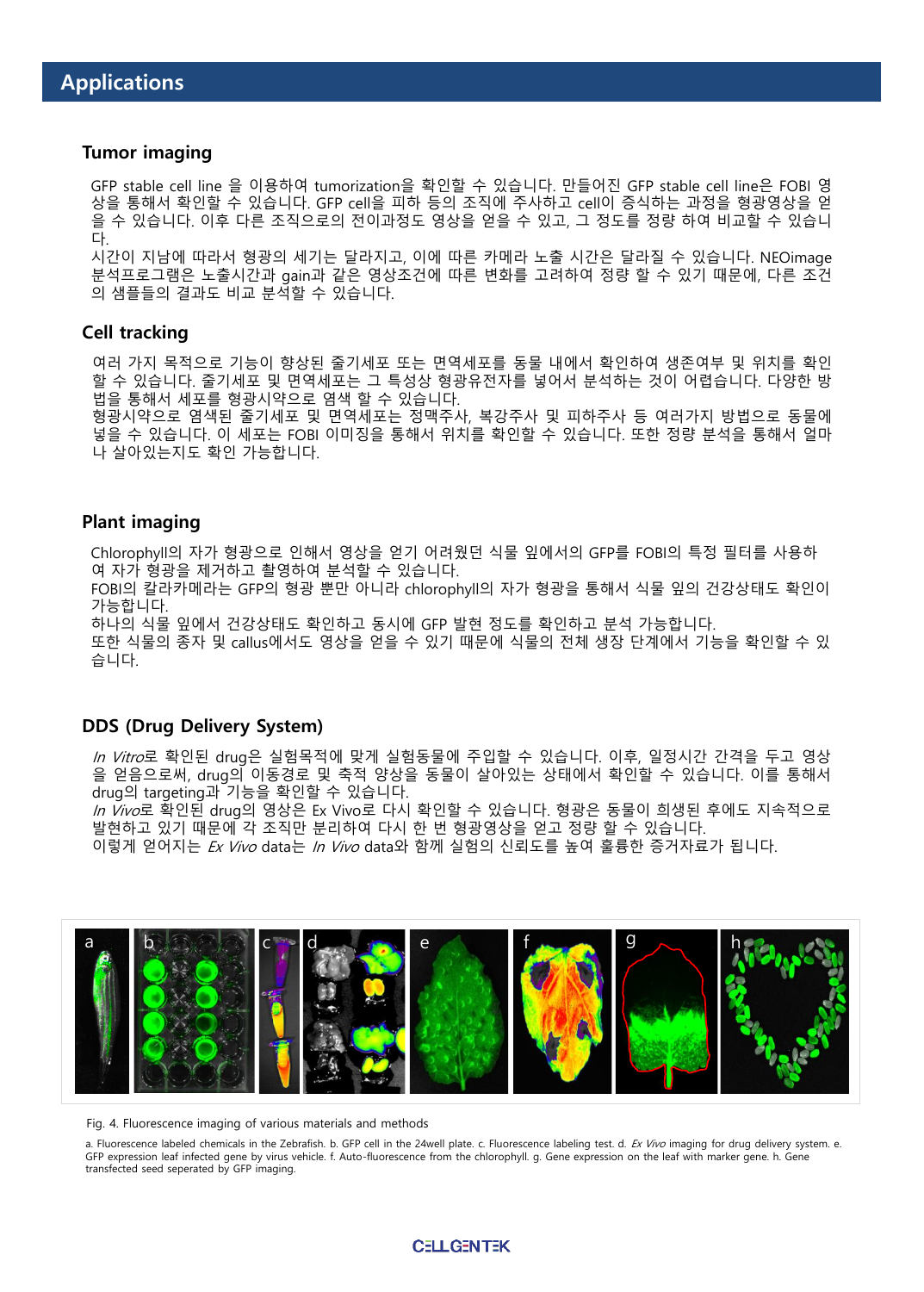# Applications

## Tumor imaging

GFP stable cell line 을 이용하여 tumorization을 확인할 수 있습니다. 만들어진 GFP stable cell line은 FOBI 영상을 통해서 확인할 수 있습니다. GFP cell을 피하 등의 조직에 주사하고 cell이 증식하는 과정을 형광영상을 얻을 수 있습니다. 이후 다른 조직으로의 전이과정도 영상을 얻을 수 있고, 그 정도를 정량 하여 비교할 수 있습니다.
시간이 지남에 따라서 형광의 세기는 달라지고, 이에 따른 카메라 노출 시간은 달라질 수 있습니다. NEOimage 분석프로그램은 노출시간과 gain과 같은 영상조건에 따른 변화를 고려하여 정량 할 수 있기 때문에, 다른 조건의 샘플들의 결과도 비교 분석할 수 있습니다.

## Cell tracking

여러 가지 목적으로 기능이 향상된 줄기세포 또는 면역세포를 동물 내에서 확인하여 생존여부 및 위치를 확인할 수 있습니다. 줄기세포 및 면역세포는 그 특성상 형광유전자를 넣어서 분석하는 것이 어렵습니다. 다양한 방법을 통해서 세포를 형광시약으로 염색 할 수 있습니다.
형광시약으로 염색된 줄기세포 및 면역세포는 정맥주사, 복강주사 및 피하주사 등 여러가지 방법으로 동물에 넣을 수 있습니다. 이 세포는 FOBI 이미징을 통해서 위치를 확인할 수 있습니다. 또한 정량 분석을 통해서 얼마나 살아있는지도 확인 가능합니다.

## Plant imaging

Chlorophyll의 자가 형광으로 인해서 영상을 얻기 어려웠던 식물 잎에서의 GFP를 FOBI의 특정 필터를 사용하여 자가 형광을 제거하고 촬영하여 분석할 수 있습니다.
FOBI의 칼라카메라는 GFP의 형광 뿐만 아니라 chlorophyll의 자가 형광을 통해서 식물 잎의 건강상태도 확인이 가능합니다.
하나의 식물 잎에서 건강상태도 확인하고 동시에 GFP 발현 정도를 확인하고 분석 가능합니다.
또한 식물의 종자 및 callus에서도 영상을 얻을 수 있기 때문에 식물의 전체 생장 단계에서 기능을 확인할 수 있습니다.

## DDS (Drug Delivery System)

*In Vitro*로 확인된 drug은 실험목적에 맞게 실험동물에 주입할 수 있습니다. 이후, 일정시간 간격을 두고 영상을 얻음으로써, drug의 이동경로 및 축적 양상을 동물이 살아있는 상태에서 확인할 수 있습니다. 이를 통해서 drug의 targeting과 기능을 확인할 수 있습니다.
*In Vivo*로 확인된 drug의 영상은 Ex Vivo로 다시 확인할 수 있습니다. 형광은 동물이 희생된 후에도 지속적으로 발현하고 있기 때문에 각 조직만 분리하여 다시 한 번 형광영상을 얻고 정량 할 수 있습니다.
이렇게 얻어지는 *Ex Vivo* data는 *In Vivo* data와 함께 실험의 신뢰도를 높여 훌륭한 증거자료가 됩니다.

Fig. 4. Fluorescence imaging of various materials and methods

a. Fluorescence labeled chemicals in the Zebrafish. b. GFP cell in the 24well plate. c. Fluorescence labeling test. d. *Ex Vivo* imaging for drug delivery system. e. GFP expression leaf infected gene by virus vehicle. f. Auto-fluorescence from the chlorophyll. g. Gene expression on the leaf with marker gene. h. Gene transfected seed seperated by GFP imaging.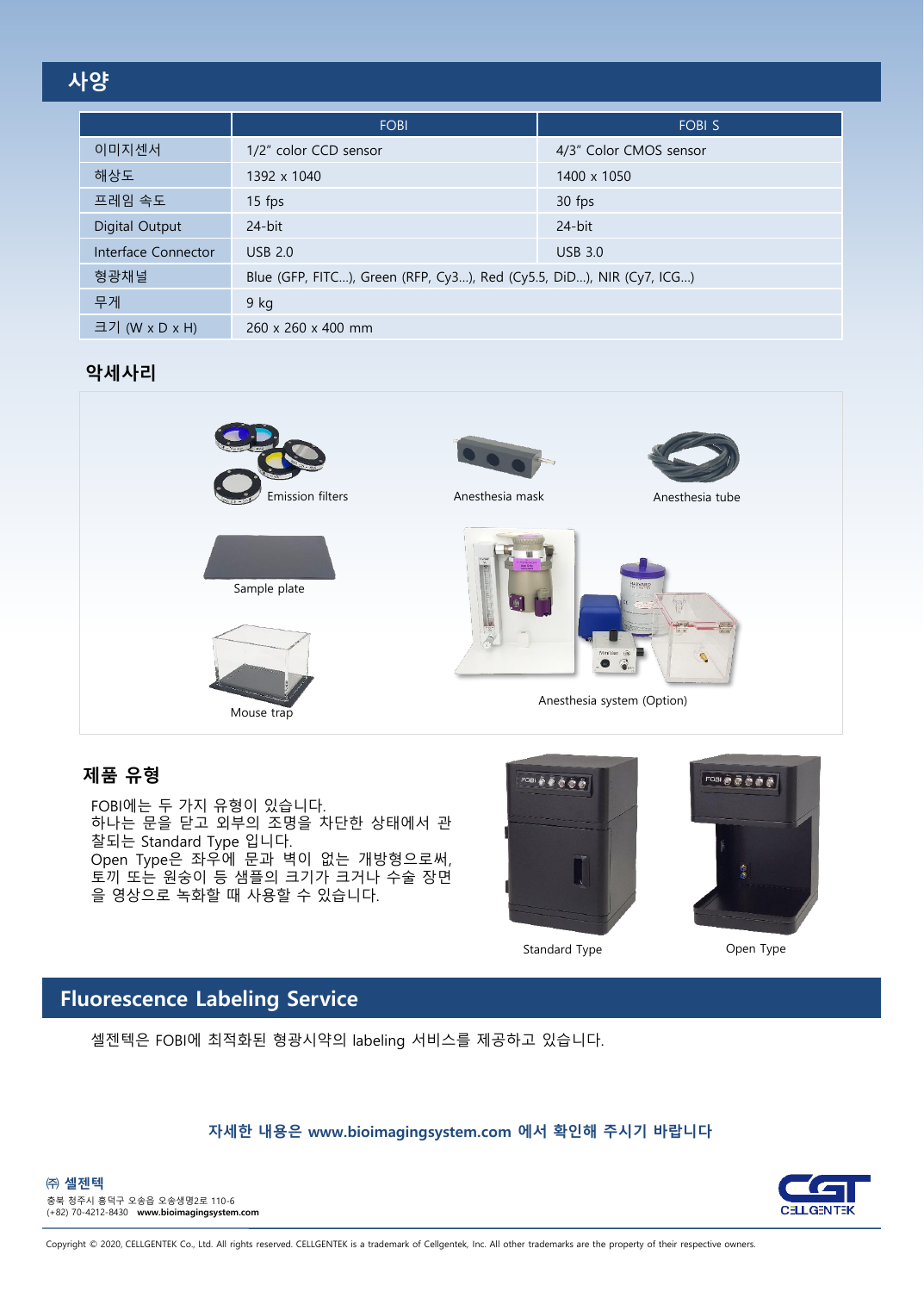## 사양

| | FOBI | FOBI S |
|---|---|---|
| 이미지센서 | 1/2" color CCD sensor | 4/3" Color CMOS sensor |
| 해상도 | 1392 x 1040 | 1400 x 1050 |
| 프레임 속도 | 15 fps | 30 fps |
| Digital Output | 24-bit | 24-bit |
| Interface Connector | USB 2.0 | USB 3.0 |
| 형광채널 | Blue (GFP, FITC...), Green (RFP, Cy3...), Red (Cy5.5, DiD...), NIR (Cy7, ICG...) | |
| 무게 | 9 kg | |
| 크기 (W x D x H) | 260 x 260 x 400 mm | |

### 악세사리

Emission filters

Anesthesia mask

Anesthesia tube

Sample plate

Mouse trap

Anesthesia system (Option)

### 제품 유형

FOBI에는 두 가지 유형이 있습니다.
하나는 문을 닫고 외부의 조명을 차단한 상태에서 관찰되는 Standard Type 입니다.
Open Type은 좌우에 문과 벽이 없는 개방형으로써, 토끼 또는 원숭이 등 샘플의 크기가 크거나 수술 장면을 영상으로 녹화할 때 사용할 수 있습니다.

Standard Type

Open Type

## Fluorescence Labeling Service

셀젠텍은 FOBI에 최적화된 형광시약의 labeling 서비스를 제공하고 있습니다.

**자세한 내용은 www.bioimagingsystem.com 에서 확인해 주시기 바랍니다**

**㈜ 셀젠텍**
충북 청주시 흥덕구 오송읍 오송생명2로 110-6
(+82) 70-4212-8430 **www.bioimagingsystem.com**

CELLGENTEK

Copyright © 2020, CELLGENTEK Co., Ltd. All rights reserved. CELLGENTEK is a trademark of Cellgentek, Inc. All other trademarks are the property of their respective owners.